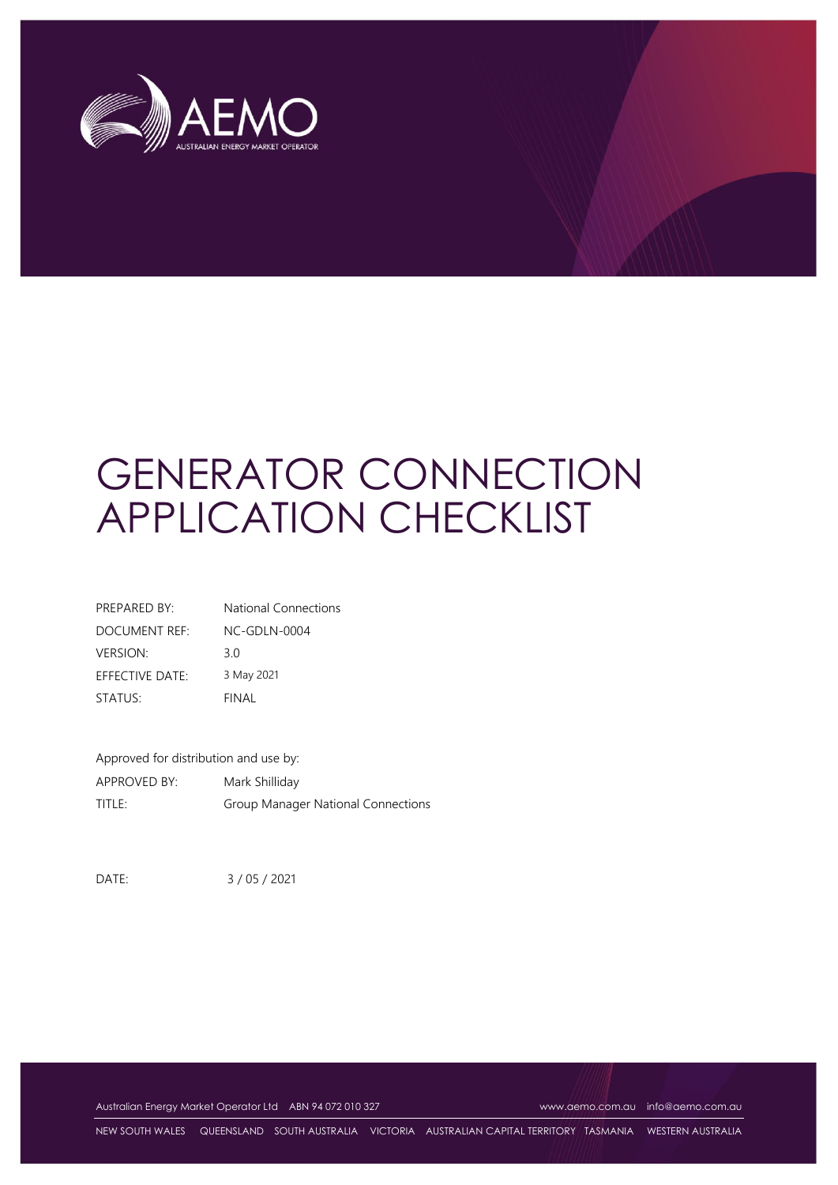# GENERATOR CONNECTION APPLICATION CHECKLIST

| | |
|---|---|
| PREPARED BY: | National Connections |
| DOCUMENT REF: | NC-GDLN-0004 |
| VERSION: | 3.0 |
| EFFECTIVE DATE: | 3 May 2021 |
| STATUS: | FINAL |

Approved for distribution and use by:

| | |
|---|---|
| APPROVED BY: | Mark Shilliday |
| TITLE: | Group Manager National Connections |

DATE: 3 / 05 / 2021

Australian Energy Market Operator Ltd ABN 94 072 010 327 www.aemo.com.au info@aemo.com.au

NEW SOUTH WALES QUEENSLAND SOUTH AUSTRALIA VICTORIA AUSTRALIAN CAPITAL TERRITORY TASMANIA WESTERN AUSTRALIA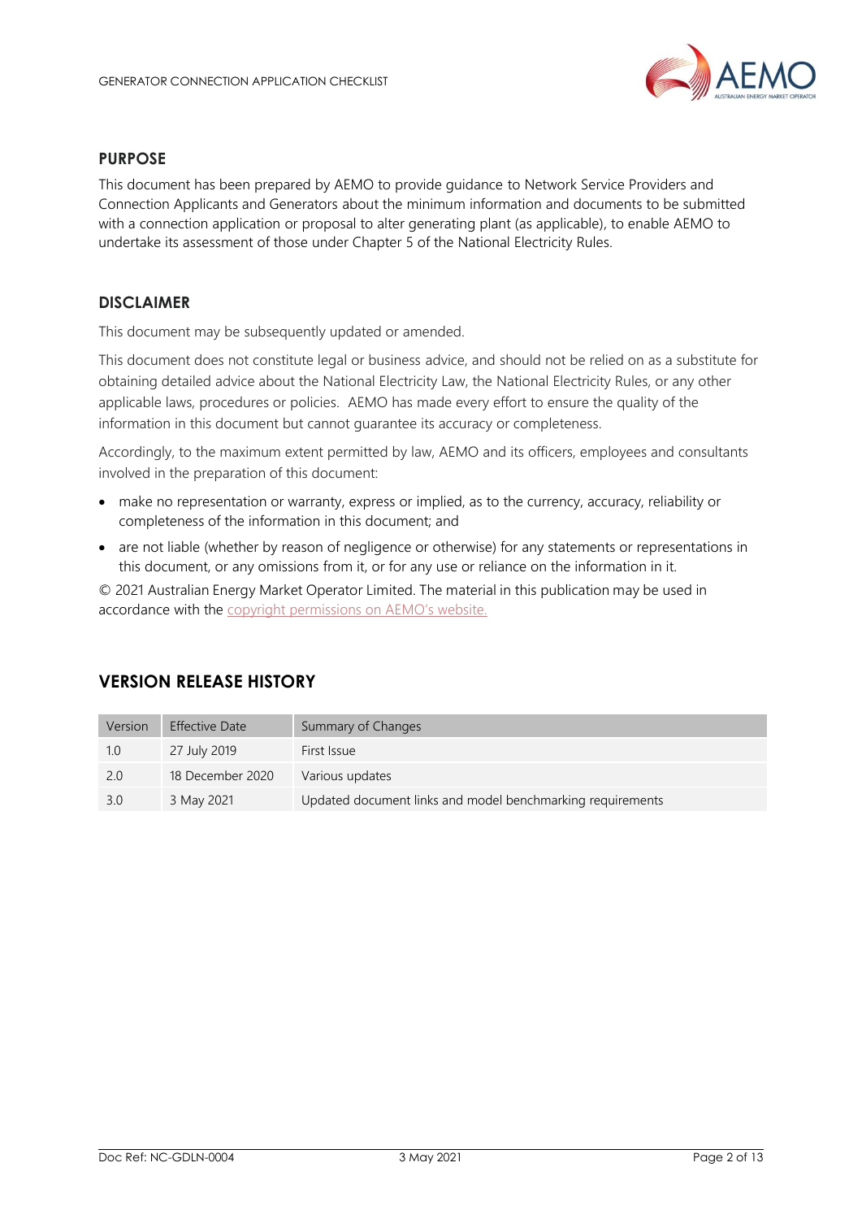## PURPOSE

This document has been prepared by AEMO to provide guidance to Network Service Providers and Connection Applicants and Generators about the minimum information and documents to be submitted with a connection application or proposal to alter generating plant (as applicable), to enable AEMO to undertake its assessment of those under Chapter 5 of the National Electricity Rules.

## DISCLAIMER

This document may be subsequently updated or amended.

This document does not constitute legal or business advice, and should not be relied on as a substitute for obtaining detailed advice about the National Electricity Law, the National Electricity Rules, or any other applicable laws, procedures or policies. AEMO has made every effort to ensure the quality of the information in this document but cannot guarantee its accuracy or completeness.

Accordingly, to the maximum extent permitted by law, AEMO and its officers, employees and consultants involved in the preparation of this document:

- make no representation or warranty, express or implied, as to the currency, accuracy, reliability or completeness of the information in this document; and
- are not liable (whether by reason of negligence or otherwise) for any statements or representations in this document, or any omissions from it, or for any use or reliance on the information in it.

© 2021 Australian Energy Market Operator Limited. The material in this publication may be used in accordance with the copyright permissions on AEMO's website.

## VERSION RELEASE HISTORY

| Version | Effective Date | Summary of Changes |
|---|---|---|
| 1.0 | 27 July 2019 | First Issue |
| 2.0 | 18 December 2020 | Various updates |
| 3.0 | 3 May 2021 | Updated document links and model benchmarking requirements |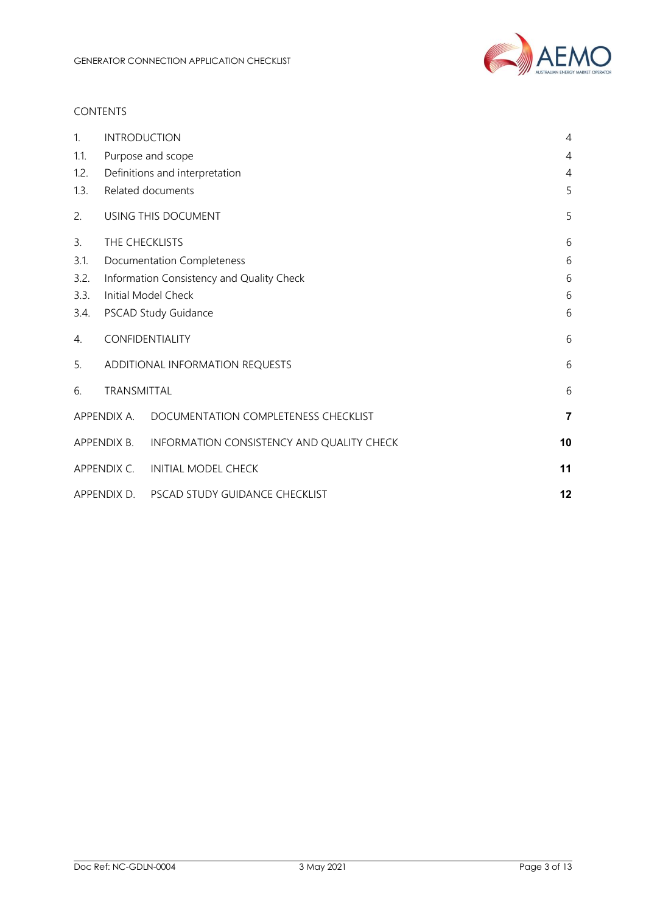CONTENTS

| | | |
|---|---|---|
| 1. | INTRODUCTION | 4 |
| 1.1. | Purpose and scope | 4 |
| 1.2. | Definitions and interpretation | 4 |
| 1.3. | Related documents | 5 |
| 2. | USING THIS DOCUMENT | 5 |
| 3. | THE CHECKLISTS | 6 |
| 3.1. | Documentation Completeness | 6 |
| 3.2. | Information Consistency and Quality Check | 6 |
| 3.3. | Initial Model Check | 6 |
| 3.4. | PSCAD Study Guidance | 6 |
| 4. | CONFIDENTIALITY | 6 |
| 5. | ADDITIONAL INFORMATION REQUESTS | 6 |
| 6. | TRANSMITTAL | 6 |
| APPENDIX A. | DOCUMENTATION COMPLETENESS CHECKLIST | 7 |
| APPENDIX B. | INFORMATION CONSISTENCY AND QUALITY CHECK | 10 |
| APPENDIX C. | INITIAL MODEL CHECK | 11 |
| APPENDIX D. | PSCAD STUDY GUIDANCE CHECKLIST | 12 |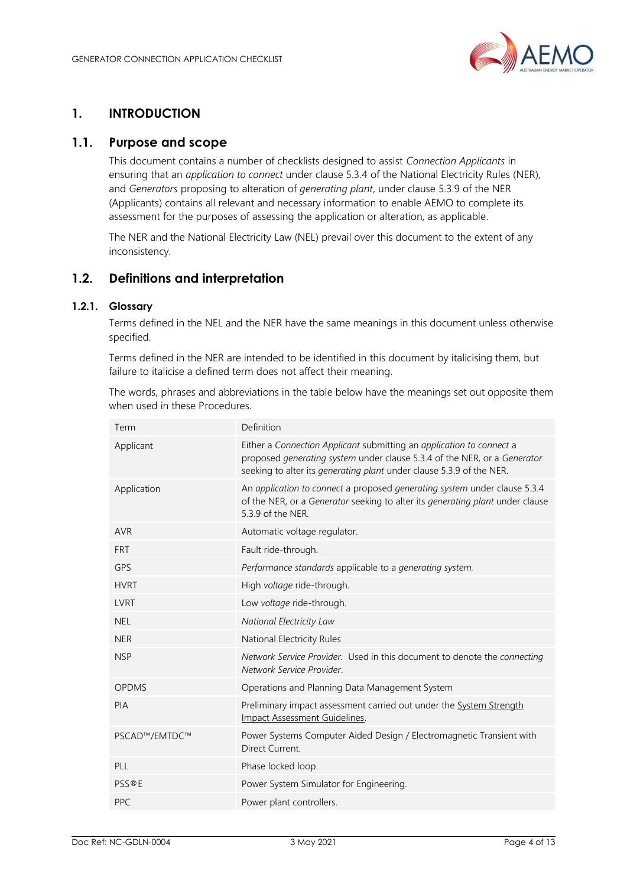# 1. INTRODUCTION

## 1.1. Purpose and scope

This document contains a number of checklists designed to assist *Connection Applicants* in ensuring that an *application to connect* under clause 5.3.4 of the National Electricity Rules (NER), and *Generators* proposing to alteration of *generating plant*, under clause 5.3.9 of the NER (Applicants) contains all relevant and necessary information to enable AEMO to complete its assessment for the purposes of assessing the application or alteration, as applicable.

The NER and the National Electricity Law (NEL) prevail over this document to the extent of any inconsistency.

## 1.2. Definitions and interpretation

### 1.2.1. Glossary

Terms defined in the NEL and the NER have the same meanings in this document unless otherwise specified.

Terms defined in the NER are intended to be identified in this document by italicising them, but failure to italicise a defined term does not affect their meaning.

The words, phrases and abbreviations in the table below have the meanings set out opposite them when used in these Procedures.

| Term | Definition |
|---|---|
| Applicant | Either a *Connection Applicant* submitting an *application to connect* a proposed *generating system* under clause 5.3.4 of the NER, or a *Generator* seeking to alter its *generating plant* under clause 5.3.9 of the NER. |
| Application | An *application to connect* a proposed *generating system* under clause 5.3.4 of the NER, or a *Generator* seeking to alter its *generating plant* under clause 5.3.9 of the NER. |
| AVR | Automatic voltage regulator. |
| FRT | Fault ride-through. |
| GPS | *Performance standards* applicable to a *generating system*. |
| HVRT | High *voltage* ride-through. |
| LVRT | Low *voltage* ride-through. |
| NEL | *National Electricity Law* |
| NER | National Electricity Rules |
| NSP | *Network Service Provider*. Used in this document to denote the *connecting Network Service Provider*. |
| OPDMS | Operations and Planning Data Management System |
| PIA | Preliminary impact assessment carried out under the System Strength Impact Assessment Guidelines. |
| PSCAD™/EMTDC™ | Power Systems Computer Aided Design / Electromagnetic Transient with Direct Current. |
| PLL | Phase locked loop. |
| PSS®E | Power System Simulator for Engineering. |
| PPC | Power plant controllers. |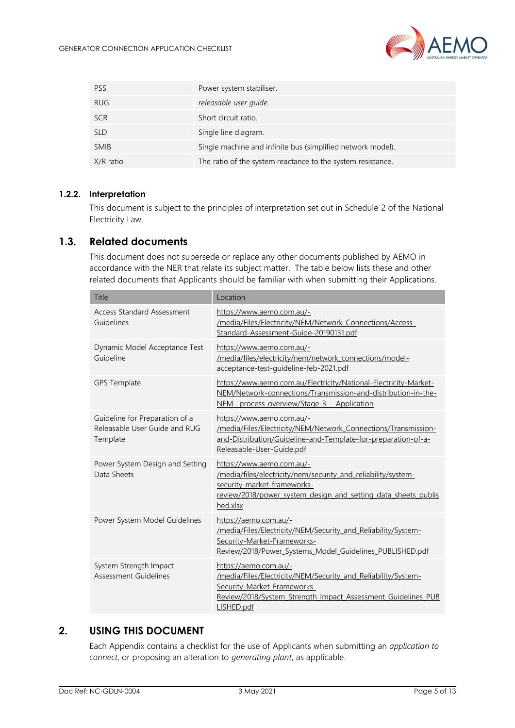| PSS | Power system stabiliser. |
|---|---|
| RUG | *releasable user guide.* |
| SCR | Short circuit ratio. |
| SLD | Single line diagram. |
| SMIB | Single machine and infinite bus (simplified network model). |
| X/R ratio | The ratio of the system reactance to the system resistance. |

#### 1.2.2. Interpretation

This document is subject to the principles of interpretation set out in Schedule 2 of the National Electricity Law.

### 1.3. Related documents

This document does not supersede or replace any other documents published by AEMO in accordance with the NER that relate its subject matter. The table below lists these and other related documents that Applicants should be familiar with when submitting their Applications.

| Title | Location |
|---|---|
| Access Standard Assessment Guidelines | https://www.aemo.com.au/-/media/Files/Electricity/NEM/Network_Connections/Access-Standard-Assessment-Guide-20190131.pdf |
| Dynamic Model Acceptance Test Guideline | https://www.aemo.com.au/-/media/files/electricity/nem/network_connections/model-acceptance-test-guideline-feb-2021.pdf |
| GPS Template | https://www.aemo.com.au/Electricity/National-Electricity-Market-NEM/Network-connections/Transmission-and-distribution-in-the-NEM--process-overview/Stage-3---Application |
| Guideline for Preparation of a Releasable User Guide and RUG Template | https://www.aemo.com.au/-/media/Files/Electricity/NEM/Network_Connections/Transmission-and-Distribution/Guideline-and-Template-for-preparation-of-a-Releasable-User-Guide.pdf |
| Power System Design and Setting Data Sheets | https://www.aemo.com.au/-/media/files/electricity/nem/security_and_reliability/system-security-market-frameworks-review/2018/power_system_design_and_setting_data_sheets_published.xlsx |
| Power System Model Guidelines | https://aemo.com.au/-/media/Files/Electricity/NEM/Security_and_Reliability/System-Security-Market-Frameworks-Review/2018/Power_Systems_Model_Guidelines_PUBLISHED.pdf |
| System Strength Impact Assessment Guidelines | https://aemo.com.au/-/media/Files/Electricity/NEM/Security_and_Reliability/System-Security-Market-Frameworks-Review/2018/System_Strength_Impact_Assessment_Guidelines_PUBLISHED.pdf |

## 2. USING THIS DOCUMENT

Each Appendix contains a checklist for the use of Applicants when submitting an *application to connect*, or proposing an alteration to *generating plant*, as applicable.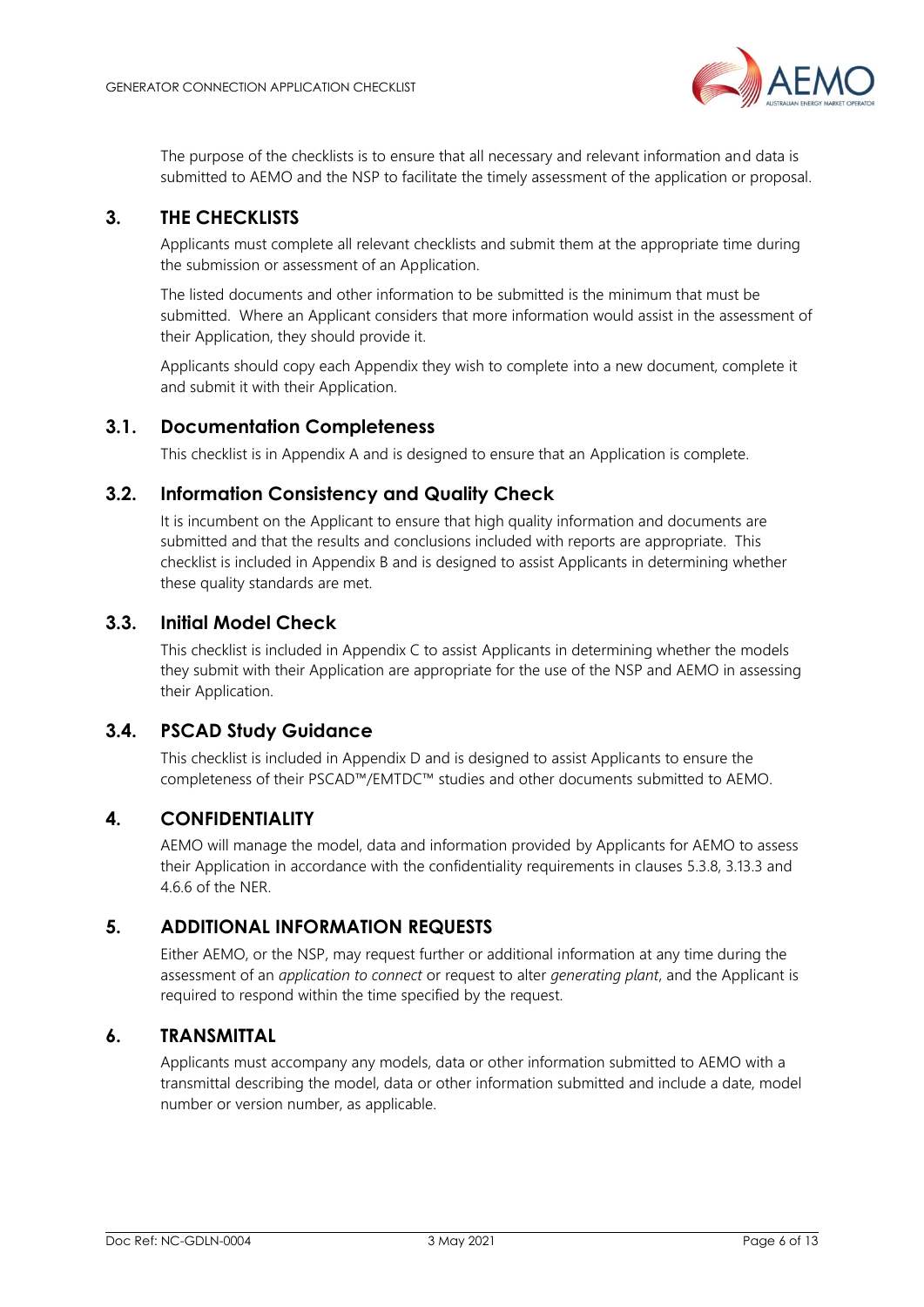The purpose of the checklists is to ensure that all necessary and relevant information and data is submitted to AEMO and the NSP to facilitate the timely assessment of the application or proposal.

## 3. THE CHECKLISTS

Applicants must complete all relevant checklists and submit them at the appropriate time during the submission or assessment of an Application.

The listed documents and other information to be submitted is the minimum that must be submitted. Where an Applicant considers that more information would assist in the assessment of their Application, they should provide it.

Applicants should copy each Appendix they wish to complete into a new document, complete it and submit it with their Application.

### 3.1. Documentation Completeness

This checklist is in Appendix A and is designed to ensure that an Application is complete.

### 3.2. Information Consistency and Quality Check

It is incumbent on the Applicant to ensure that high quality information and documents are submitted and that the results and conclusions included with reports are appropriate. This checklist is included in Appendix B and is designed to assist Applicants in determining whether these quality standards are met.

### 3.3. Initial Model Check

This checklist is included in Appendix C to assist Applicants in determining whether the models they submit with their Application are appropriate for the use of the NSP and AEMO in assessing their Application.

### 3.4. PSCAD Study Guidance

This checklist is included in Appendix D and is designed to assist Applicants to ensure the completeness of their PSCAD™/EMTDC™ studies and other documents submitted to AEMO.

## 4. CONFIDENTIALITY

AEMO will manage the model, data and information provided by Applicants for AEMO to assess their Application in accordance with the confidentiality requirements in clauses 5.3.8, 3.13.3 and 4.6.6 of the NER.

## 5. ADDITIONAL INFORMATION REQUESTS

Either AEMO, or the NSP, may request further or additional information at any time during the assessment of an *application to connect* or request to alter *generating plant*, and the Applicant is required to respond within the time specified by the request.

## 6. TRANSMITTAL

Applicants must accompany any models, data or other information submitted to AEMO with a transmittal describing the model, data or other information submitted and include a date, model number or version number, as applicable.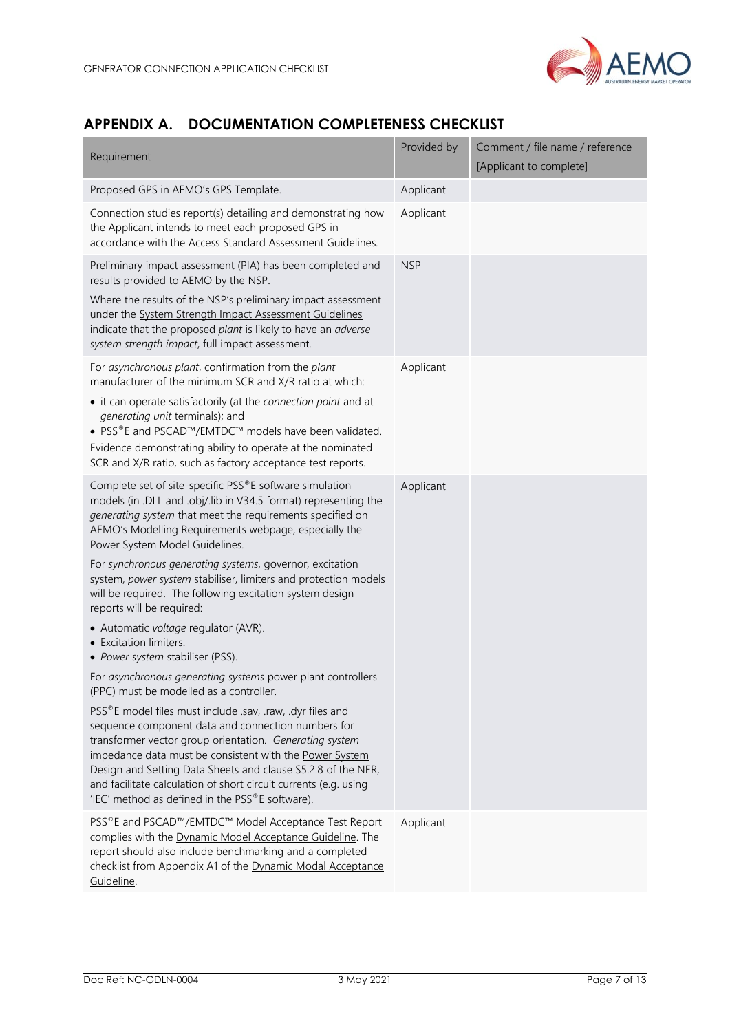## APPENDIX A. DOCUMENTATION COMPLETENESS CHECKLIST

| Requirement | Provided by | Comment / file name / reference [Applicant to complete] |
| --- | --- | --- |
| Proposed GPS in AEMO's GPS Template. | Applicant | |
| Connection studies report(s) detailing and demonstrating how the Applicant intends to meet each proposed GPS in accordance with the Access Standard Assessment Guidelines. | Applicant | |
| Preliminary impact assessment (PIA) has been completed and results provided to AEMO by the NSP.<br><br>Where the results of the NSP's preliminary impact assessment under the System Strength Impact Assessment Guidelines indicate that the proposed *plant* is likely to have an *adverse system strength impact*, full impact assessment. | NSP | |
| For *asynchronous plant*, confirmation from the *plant* manufacturer of the minimum SCR and X/R ratio at which:<br>• it can operate satisfactorily (at the *connection point* and at *generating unit* terminals); and<br>• PSS®E and PSCAD™/EMTDC™ models have been validated.<br>Evidence demonstrating ability to operate at the nominated SCR and X/R ratio, such as factory acceptance test reports. | Applicant | |
| Complete set of site-specific PSS®E software simulation models (in .DLL and .obj/.lib in V34.5 format) representing the *generating system* that meet the requirements specified on AEMO's Modelling Requirements webpage, especially the Power System Model Guidelines.<br><br>For *synchronous generating systems*, governor, excitation system, *power system* stabiliser, limiters and protection models will be required. The following excitation system design reports will be required:<br>• Automatic *voltage* regulator (AVR).<br>• Excitation limiters.<br>• *Power system* stabiliser (PSS).<br><br>For *asynchronous generating systems* power plant controllers (PPC) must be modelled as a controller.<br><br>PSS®E model files must include .sav, .raw, .dyr files and sequence component data and connection numbers for transformer vector group orientation. *Generating system* impedance data must be consistent with the Power System Design and Setting Data Sheets and clause S5.2.8 of the NER, and facilitate calculation of short circuit currents (e.g. using 'IEC' method as defined in the PSS®E software). | Applicant | |
| PSS®E and PSCAD™/EMTDC™ Model Acceptance Test Report complies with the Dynamic Model Acceptance Guideline. The report should also include benchmarking and a completed checklist from Appendix A1 of the Dynamic Modal Acceptance Guideline. | Applicant | |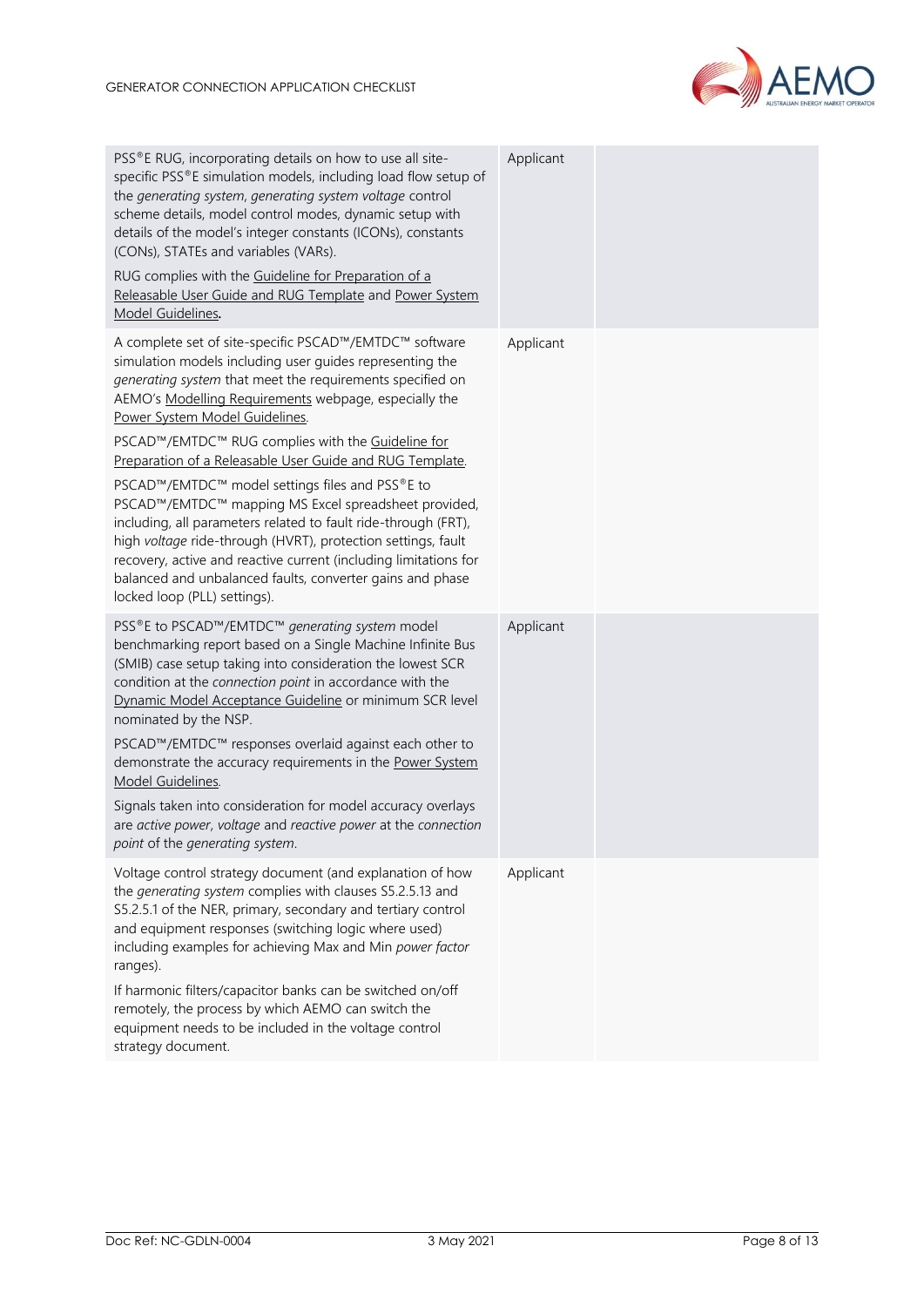| | | |
|---|---|---|
| PSS®E RUG, incorporating details on how to use all site-specific PSS®E simulation models, including load flow setup of the *generating system*, *generating system voltage* control scheme details, model control modes, dynamic setup with details of the model's integer constants (ICONs), constants (CONs), STATEs and variables (VARs).<br><br>RUG complies with the Guideline for Preparation of a Releasable User Guide and RUG Template and Power System Model Guidelines**.** | Applicant | |
| A complete set of site-specific PSCAD™/EMTDC™ software simulation models including user guides representing the *generating system* that meet the requirements specified on AEMO's Modelling Requirements webpage, especially the Power System Model Guidelines.<br><br>PSCAD™/EMTDC™ RUG complies with the Guideline for Preparation of a Releasable User Guide and RUG Template.<br><br>PSCAD™/EMTDC™ model settings files and PSS®E to PSCAD™/EMTDC™ mapping MS Excel spreadsheet provided, including, all parameters related to fault ride-through (FRT), high *voltage* ride-through (HVRT), protection settings, fault recovery, active and reactive current (including limitations for balanced and unbalanced faults, converter gains and phase locked loop (PLL) settings). | Applicant | |
| PSS®E to PSCAD™/EMTDC™ *generating system* model benchmarking report based on a Single Machine Infinite Bus (SMIB) case setup taking into consideration the lowest SCR condition at the *connection point* in accordance with the Dynamic Model Acceptance Guideline or minimum SCR level nominated by the NSP.<br><br>PSCAD™/EMTDC™ responses overlaid against each other to demonstrate the accuracy requirements in the Power System Model Guidelines.<br><br>Signals taken into consideration for model accuracy overlays are *active power*, *voltage* and *reactive power* at the *connection point* of the *generating system*. | Applicant | |
| Voltage control strategy document (and explanation of how the *generating system* complies with clauses S5.2.5.13 and S5.2.5.1 of the NER, primary, secondary and tertiary control and equipment responses (switching logic where used) including examples for achieving Max and Min *power factor* ranges).<br><br>If harmonic filters/capacitor banks can be switched on/off remotely, the process by which AEMO can switch the equipment needs to be included in the voltage control strategy document. | Applicant | |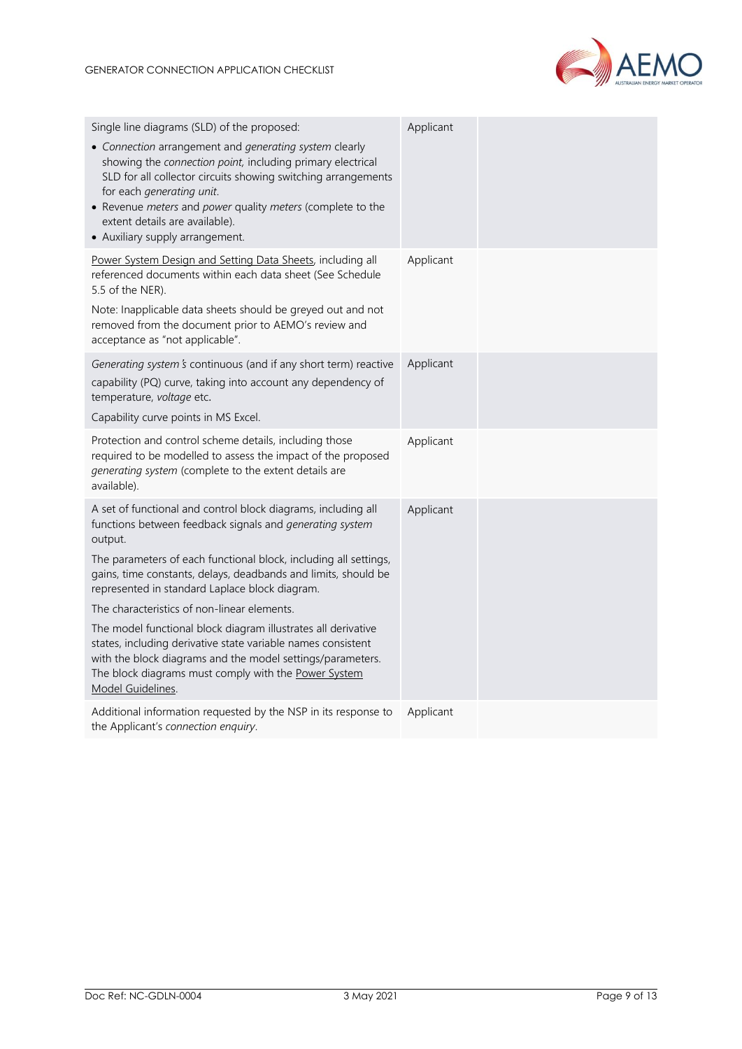| | | |
|---|---|---|
| Single line diagrams (SLD) of the proposed:<br>• *Connection* arrangement and *generating system* clearly showing the *connection point*, including primary electrical SLD for all collector circuits showing switching arrangements for each *generating unit*.<br>• Revenue *meters* and *power* quality *meters* (complete to the extent details are available).<br>• Auxiliary supply arrangement. | Applicant | |
| Power System Design and Setting Data Sheets, including all referenced documents within each data sheet (See Schedule 5.5 of the NER).<br><br>Note: Inapplicable data sheets should be greyed out and not removed from the document prior to AEMO's review and acceptance as "not applicable". | Applicant | |
| *Generating system's* continuous (and if any short term) reactive capability (PQ) curve, taking into account any dependency of temperature, *voltage* etc.<br><br>Capability curve points in MS Excel. | Applicant | |
| Protection and control scheme details, including those required to be modelled to assess the impact of the proposed *generating system* (complete to the extent details are available). | Applicant | |
| A set of functional and control block diagrams, including all functions between feedback signals and *generating system* output.<br><br>The parameters of each functional block, including all settings, gains, time constants, delays, deadbands and limits, should be represented in standard Laplace block diagram.<br><br>The characteristics of non-linear elements.<br><br>The model functional block diagram illustrates all derivative states, including derivative state variable names consistent with the block diagrams and the model settings/parameters. The block diagrams must comply with the Power System Model Guidelines. | Applicant | |
| Additional information requested by the NSP in its response to the Applicant's *connection enquiry*. | Applicant | |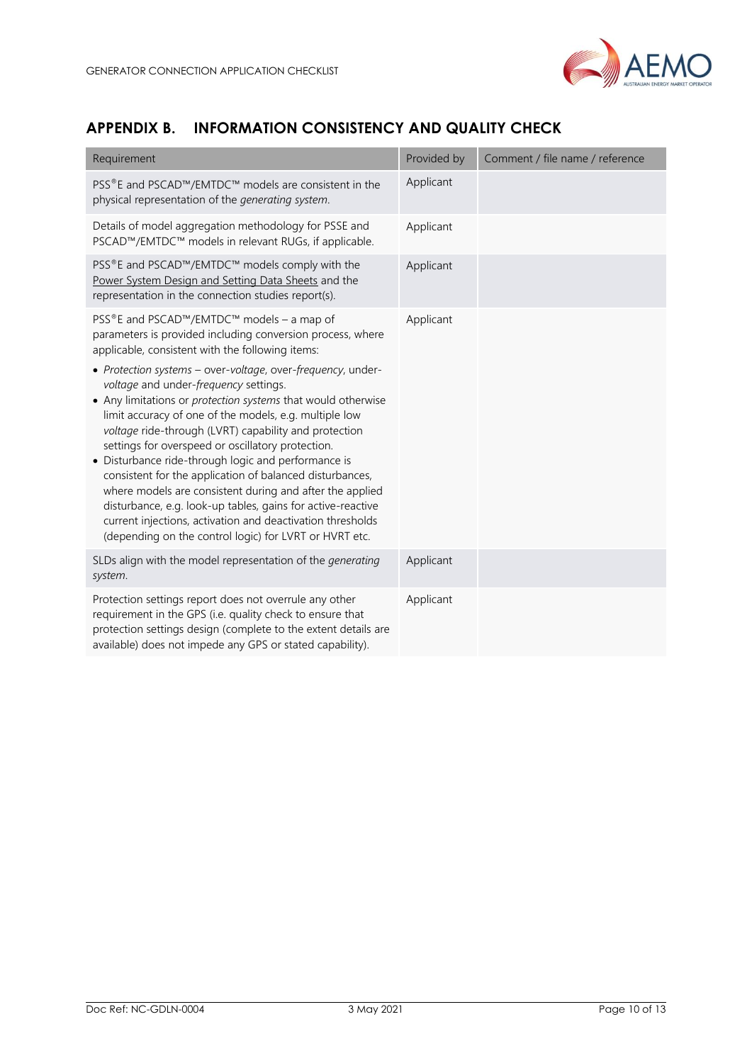## APPENDIX B. INFORMATION CONSISTENCY AND QUALITY CHECK

| Requirement | Provided by | Comment / file name / reference |
|---|---|---|
| PSS®E and PSCAD™/EMTDC™ models are consistent in the physical representation of the *generating system*. | Applicant | |
| Details of model aggregation methodology for PSSE and PSCAD™/EMTDC™ models in relevant RUGs, if applicable. | Applicant | |
| PSS®E and PSCAD™/EMTDC™ models comply with the Power System Design and Setting Data Sheets and the representation in the connection studies report(s). | Applicant | |
| PSS®E and PSCAD™/EMTDC™ models – a map of parameters is provided including conversion process, where applicable, consistent with the following items: <br>• *Protection systems* – over-*voltage*, over-*frequency*, under-*voltage* and under-*frequency* settings. <br>• Any limitations or *protection systems* that would otherwise limit accuracy of one of the models, e.g. multiple low *voltage* ride-through (LVRT) capability and protection settings for overspeed or oscillatory protection. <br>• Disturbance ride-through logic and performance is consistent for the application of balanced disturbances, where models are consistent during and after the applied disturbance, e.g. look-up tables, gains for active-reactive current injections, activation and deactivation thresholds (depending on the control logic) for LVRT or HVRT etc. | Applicant | |
| SLDs align with the model representation of the *generating system*. | Applicant | |
| Protection settings report does not overrule any other requirement in the GPS (i.e. quality check to ensure that protection settings design (complete to the extent details are available) does not impede any GPS or stated capability). | Applicant | |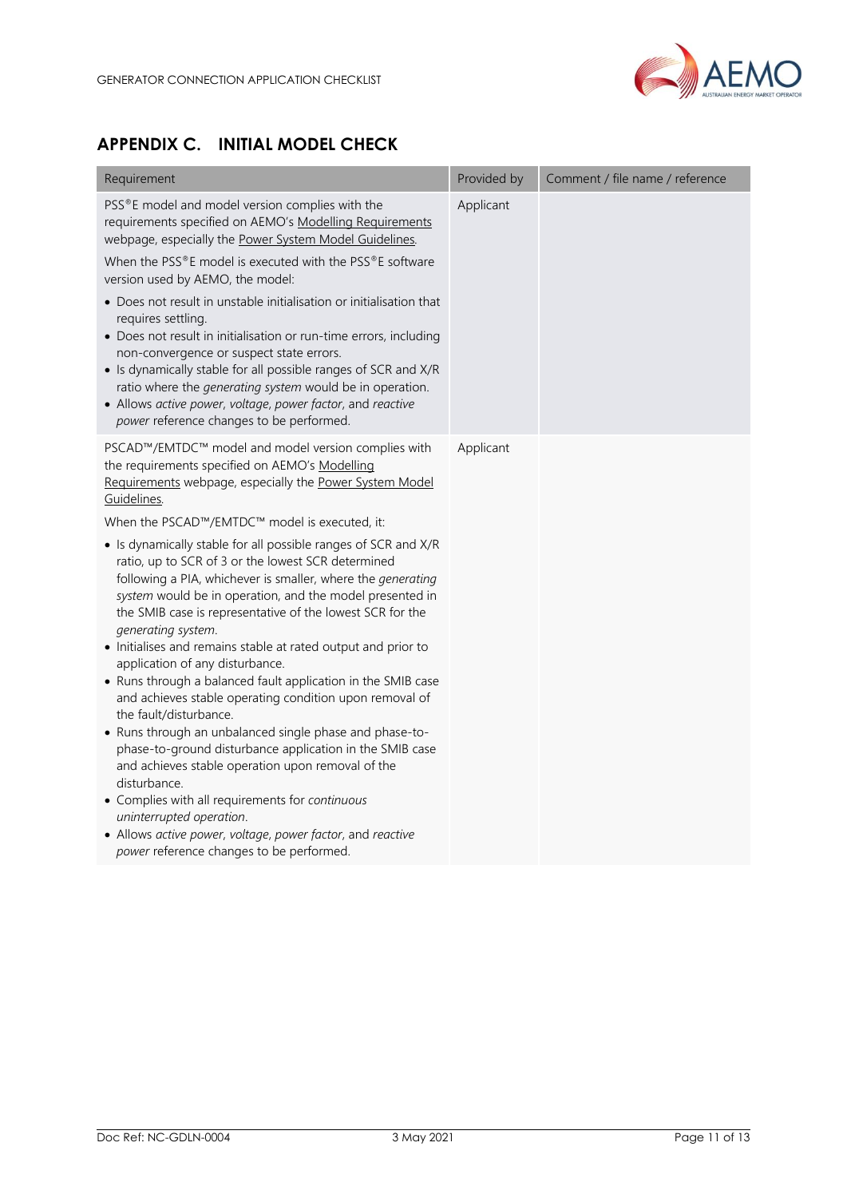## APPENDIX C. INITIAL MODEL CHECK

| Requirement | Provided by | Comment / file name / reference |
|---|---|---|
| PSS®E model and model version complies with the requirements specified on AEMO's Modelling Requirements webpage, especially the Power System Model Guidelines.<br><br>When the PSS®E model is executed with the PSS®E software version used by AEMO, the model:<br>• Does not result in unstable initialisation or initialisation that requires settling.<br>• Does not result in initialisation or run-time errors, including non-convergence or suspect state errors.<br>• Is dynamically stable for all possible ranges of SCR and X/R ratio where the *generating system* would be in operation.<br>• Allows *active power*, *voltage*, *power factor*, and *reactive power* reference changes to be performed. | Applicant | |
| PSCAD™/EMTDC™ model and model version complies with the requirements specified on AEMO's Modelling Requirements webpage, especially the Power System Model Guidelines.<br><br>When the PSCAD™/EMTDC™ model is executed, it:<br>• Is dynamically stable for all possible ranges of SCR and X/R ratio, up to SCR of 3 or the lowest SCR determined following a PIA, whichever is smaller, where the *generating system* would be in operation, and the model presented in the SMIB case is representative of the lowest SCR for the *generating system*.<br>• Initialises and remains stable at rated output and prior to application of any disturbance.<br>• Runs through a balanced fault application in the SMIB case and achieves stable operating condition upon removal of the fault/disturbance.<br>• Runs through an unbalanced single phase and phase-to-phase-to-ground disturbance application in the SMIB case and achieves stable operation upon removal of the disturbance.<br>• Complies with all requirements for *continuous uninterrupted operation*.<br>• Allows *active power*, *voltage*, *power factor*, and *reactive power* reference changes to be performed. | Applicant | |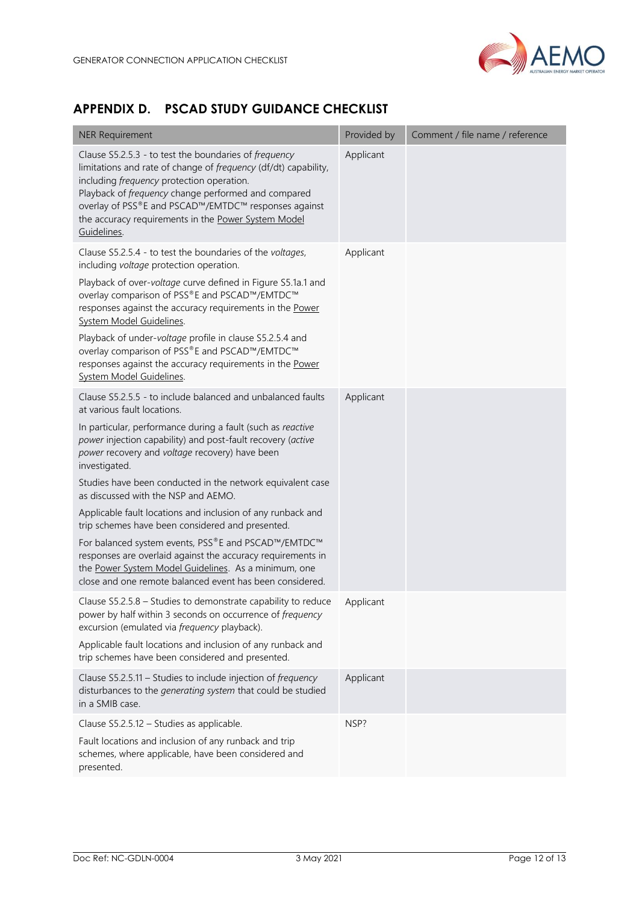## APPENDIX D. PSCAD STUDY GUIDANCE CHECKLIST

| NER Requirement | Provided by | Comment / file name / reference |
|---|---|---|
| Clause S5.2.5.3 - to test the boundaries of *frequency* limitations and rate of change of *frequency* (df/dt) capability, including *frequency* protection operation.<br>Playback of *frequency* change performed and compared overlay of PSS®E and PSCAD™/EMTDC™ responses against the accuracy requirements in the Power System Model Guidelines. | Applicant | |
| Clause S5.2.5.4 - to test the boundaries of the *voltages*, including *voltage* protection operation.<br><br>Playback of over-*voltage* curve defined in Figure S5.1a.1 and overlay comparison of PSS®E and PSCAD™/EMTDC™ responses against the accuracy requirements in the Power System Model Guidelines.<br><br>Playback of under-*voltage* profile in clause S5.2.5.4 and overlay comparison of PSS®E and PSCAD™/EMTDC™ responses against the accuracy requirements in the Power System Model Guidelines. | Applicant | |
| Clause S5.2.5.5 - to include balanced and unbalanced faults at various fault locations.<br><br>In particular, performance during a fault (such as *reactive power* injection capability) and post-fault recovery (*active power* recovery and *voltage* recovery) have been investigated.<br><br>Studies have been conducted in the network equivalent case as discussed with the NSP and AEMO.<br><br>Applicable fault locations and inclusion of any runback and trip schemes have been considered and presented.<br><br>For balanced system events, PSS®E and PSCAD™/EMTDC™ responses are overlaid against the accuracy requirements in the Power System Model Guidelines. As a minimum, one close and one remote balanced event has been considered. | Applicant | |
| Clause S5.2.5.8 – Studies to demonstrate capability to reduce power by half within 3 seconds on occurrence of *frequency* excursion (emulated via *frequency* playback).<br><br>Applicable fault locations and inclusion of any runback and trip schemes have been considered and presented. | Applicant | |
| Clause S5.2.5.11 – Studies to include injection of *frequency* disturbances to the *generating system* that could be studied in a SMIB case. | Applicant | |
| Clause S5.2.5.12 – Studies as applicable.<br><br>Fault locations and inclusion of any runback and trip schemes, where applicable, have been considered and presented. | NSP? | |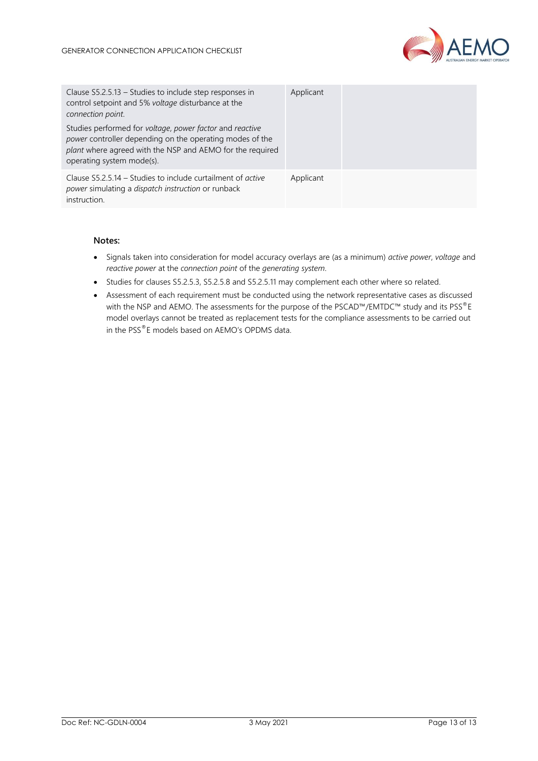| | | |
|---|---|---|
| Clause S5.2.5.13 – Studies to include step responses in control setpoint and 5% *voltage* disturbance at the *connection point*.<br><br>Studies performed for *voltage*, *power factor* and *reactive power* controller depending on the operating modes of the *plant* where agreed with the NSP and AEMO for the required operating system mode(s). | Applicant | |
| Clause S5.2.5.14 – Studies to include curtailment of *active power* simulating a *dispatch instruction* or runback instruction. | Applicant | |

### Notes:

- Signals taken into consideration for model accuracy overlays are (as a minimum) *active power*, *voltage* and *reactive power* at the *connection point* of the *generating system*.
- Studies for clauses S5.2.5.3, S5.2.5.8 and S5.2.5.11 may complement each other where so related.
- Assessment of each requirement must be conducted using the network representative cases as discussed with the NSP and AEMO. The assessments for the purpose of the PSCAD™/EMTDC™ study and its PSS®E model overlays cannot be treated as replacement tests for the compliance assessments to be carried out in the PSS®E models based on AEMO's OPDMS data.